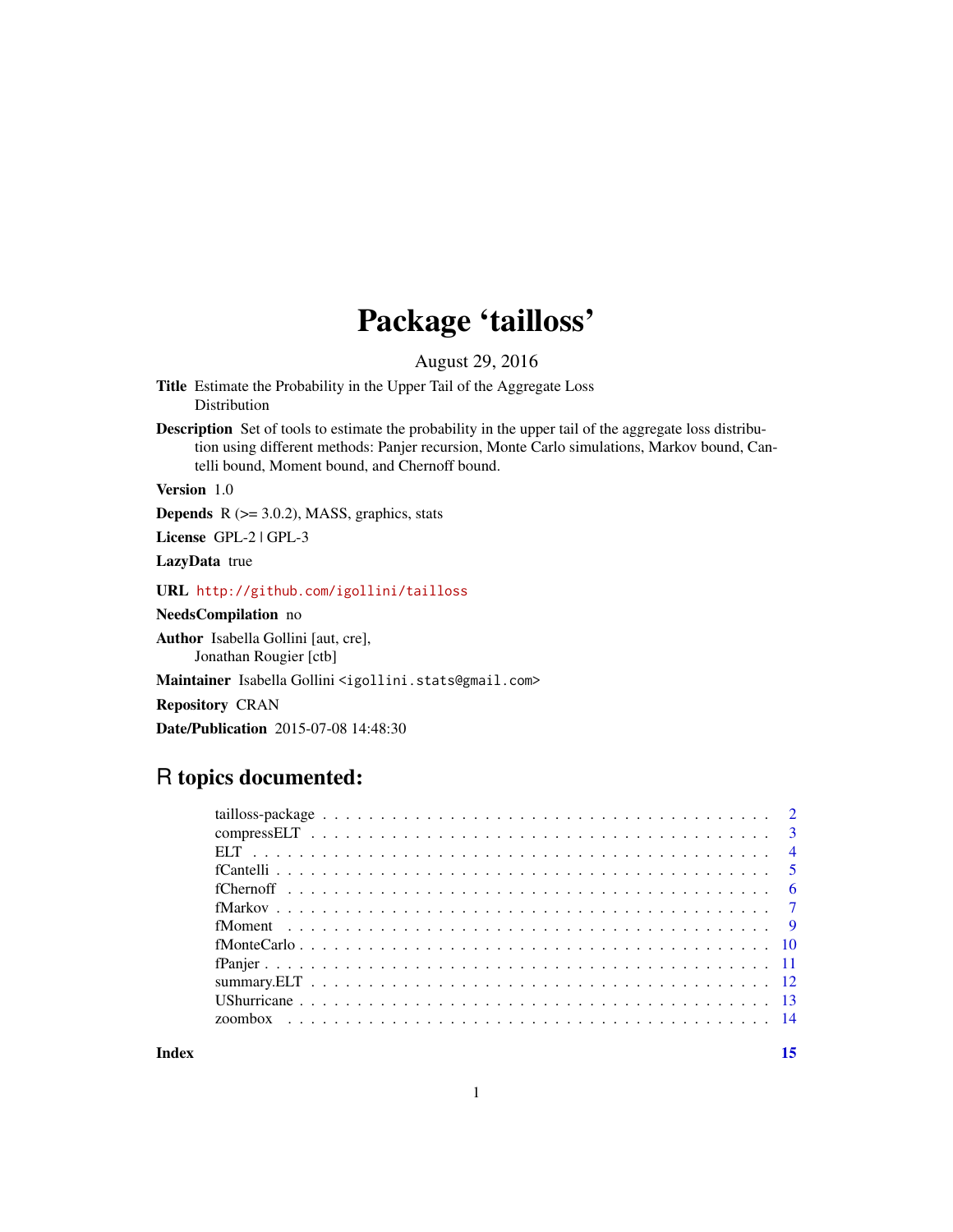# Package 'tailloss'

August 29, 2016

**Title** Estimate the Probability in the Upper Tail of the Aggregate Loss Distribution

**Description** Set of tools to estimate the probability in the upper tail of the aggregate loss distribution using different methods: Panjer recursion, Monte Carlo simulations, Markov bound, Cantelli bound, Moment bound, and Chernoff bound.

**Version** 1.0

**Depends** R (>= 3.0.2), MASS, graphics, stats

**License** GPL-2 | GPL-3

**LazyData** true

**URL** http://github.com/igollini/tailloss

**NeedsCompilation** no

**Author** Isabella Gollini [aut, cre], Jonathan Rougier [ctb]

**Maintainer** Isabella Gollini <igollini.stats@gmail.com>

**Repository** CRAN

**Date/Publication** 2015-07-08 14:48:30

## R topics documented:

| | |
|---|---|
| tailloss-package | 2 |
| compressELT | 3 |
| ELT | 4 |
| fCantelli | 5 |
| fChernoff | 6 |
| fMarkov | 7 |
| fMoment | 9 |
| fMonteCarlo | 10 |
| fPanjer | 11 |
| summary.ELT | 12 |
| UShurricane | 13 |
| zoombox | 14 |

**Index** **15**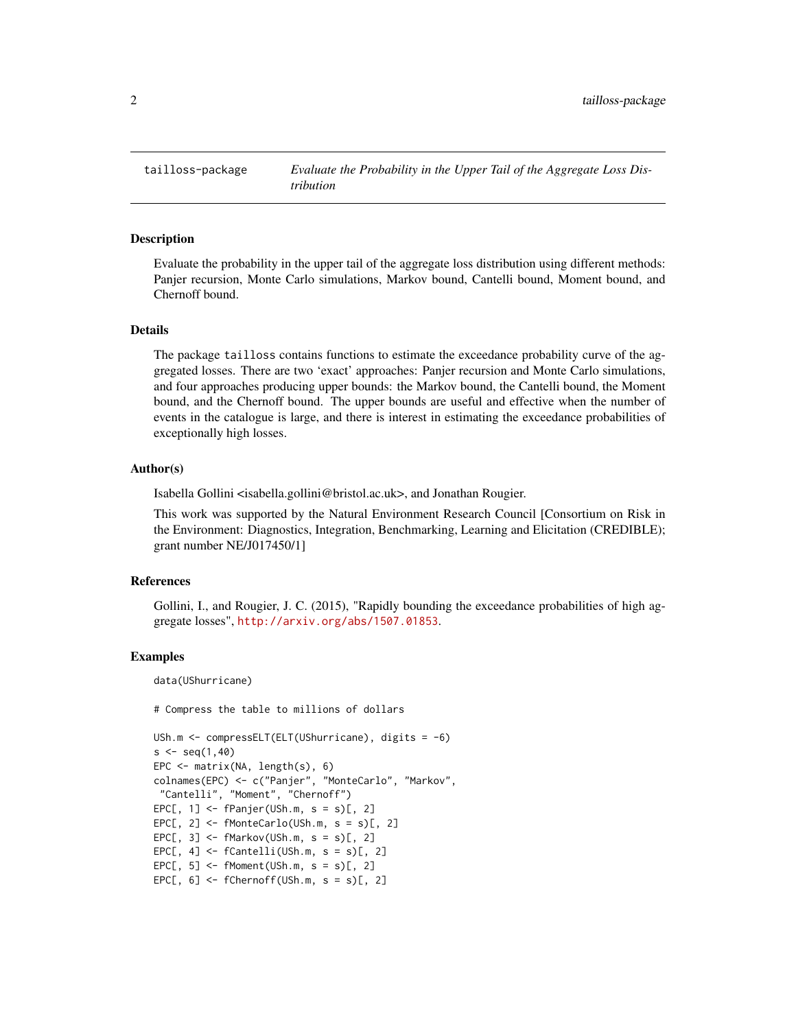tailloss-package — *Evaluate the Probability in the Upper Tail of the Aggregate Loss Distribution*

## Description

Evaluate the probability in the upper tail of the aggregate loss distribution using different methods: Panjer recursion, Monte Carlo simulations, Markov bound, Cantelli bound, Moment bound, and Chernoff bound.

## Details

The package `tailloss` contains functions to estimate the exceedance probability curve of the aggregated losses. There are two 'exact' approaches: Panjer recursion and Monte Carlo simulations, and four approaches producing upper bounds: the Markov bound, the Cantelli bound, the Moment bound, and the Chernoff bound. The upper bounds are useful and effective when the number of events in the catalogue is large, and there is interest in estimating the exceedance probabilities of exceptionally high losses.

## Author(s)

Isabella Gollini <isabella.gollini@bristol.ac.uk>, and Jonathan Rougier.

This work was supported by the Natural Environment Research Council [Consortium on Risk in the Environment: Diagnostics, Integration, Benchmarking, Learning and Elicitation (CREDIBLE); grant number NE/J017450/1]

## References

Gollini, I., and Rougier, J. C. (2015), "Rapidly bounding the exceedance probabilities of high aggregate losses", http://arxiv.org/abs/1507.01853.

## Examples

```
data(UShurricane)

# Compress the table to millions of dollars

USh.m <- compressELT(ELT(UShurricane), digits = -6)
s <- seq(1,40)
EPC <- matrix(NA, length(s), 6)
colnames(EPC) <- c("Panjer", "MonteCarlo", "Markov",
 "Cantelli", "Moment", "Chernoff")
EPC[, 1] <- fPanjer(USh.m, s = s)[, 2]
EPC[, 2] <- fMonteCarlo(USh.m, s = s)[, 2]
EPC[, 3] <- fMarkov(USh.m, s = s)[, 2]
EPC[, 4] <- fCantelli(USh.m, s = s)[, 2]
EPC[, 5] <- fMoment(USh.m, s = s)[, 2]
EPC[, 6] <- fChernoff(USh.m, s = s)[, 2]
```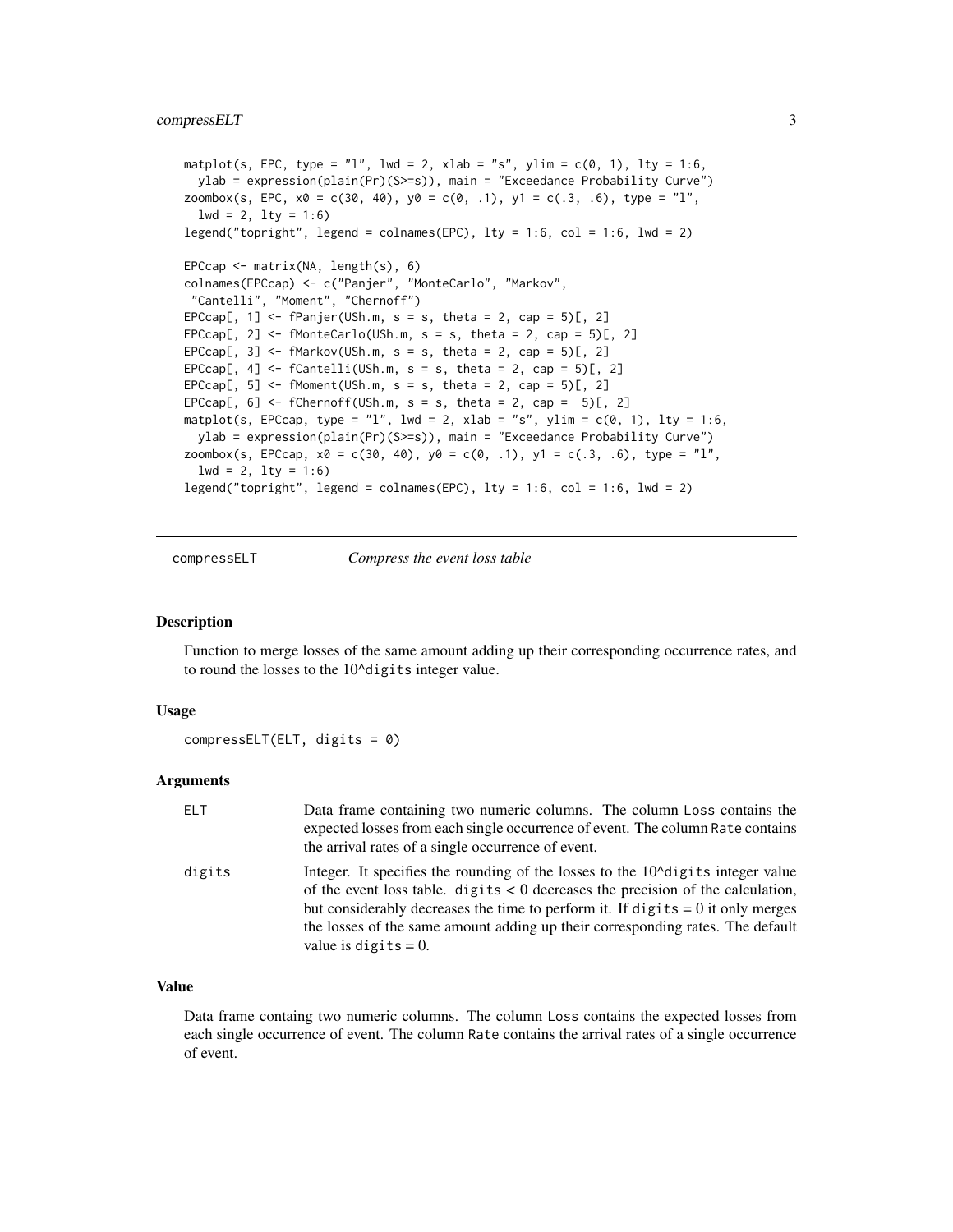```
matplot(s, EPC, type = "l", lwd = 2, xlab = "s", ylim = c(0, 1), lty = 1:6,
  ylab = expression(plain(Pr)(S>=s)), main = "Exceedance Probability Curve")
zoombox(s, EPC, x0 = c(30, 40), y0 = c(0, .1), y1 = c(.3, .6), type = "l",
  lwd = 2, lty = 1:6)
legend("topright", legend = colnames(EPC), lty = 1:6, col = 1:6, lwd = 2)

EPCcap <- matrix(NA, length(s), 6)
colnames(EPCcap) <- c("Panjer", "MonteCarlo", "Markov",
 "Cantelli", "Moment", "Chernoff")
EPCcap[, 1] <- fPanjer(USh.m, s = s, theta = 2, cap = 5)[, 2]
EPCcap[, 2] <- fMonteCarlo(USh.m, s = s, theta = 2, cap = 5)[, 2]
EPCcap[, 3] <- fMarkov(USh.m, s = s, theta = 2, cap = 5)[, 2]
EPCcap[, 4] <- fCantelli(USh.m, s = s, theta = 2, cap = 5)[, 2]
EPCcap[, 5] <- fMoment(USh.m, s = s, theta = 2, cap = 5)[, 2]
EPCcap[, 6] <- fChernoff(USh.m, s = s, theta = 2, cap =  5)[, 2]
matplot(s, EPCcap, type = "l", lwd = 2, xlab = "s", ylim = c(0, 1), lty = 1:6,
  ylab = expression(plain(Pr)(S>=s)), main = "Exceedance Probability Curve")
zoombox(s, EPCcap, x0 = c(30, 40), y0 = c(0, .1), y1 = c(.3, .6), type = "l",
  lwd = 2, lty = 1:6)
legend("topright", legend = colnames(EPC), lty = 1:6, col = 1:6, lwd = 2)
```

---

## compressELT — *Compress the event loss table*

### Description

Function to merge losses of the same amount adding up their corresponding occurrence rates, and to round the losses to the 10^digits integer value.

### Usage

```
compressELT(ELT, digits = 0)
```

### Arguments

| | |
|---|---|
| ELT | Data frame containing two numeric columns. The column Loss contains the expected losses from each single occurrence of event. The column Rate contains the arrival rates of a single occurrence of event. |
| digits | Integer. It specifies the rounding of the losses to the 10^digits integer value of the event loss table. digits < 0 decreases the precision of the calculation, but considerably decreases the time to perform it. If digits = 0 it only merges the losses of the same amount adding up their corresponding rates. The default value is digits = 0. |

### Value

Data frame containg two numeric columns. The column Loss contains the expected losses from each single occurrence of event. The column Rate contains the arrival rates of a single occurrence of event.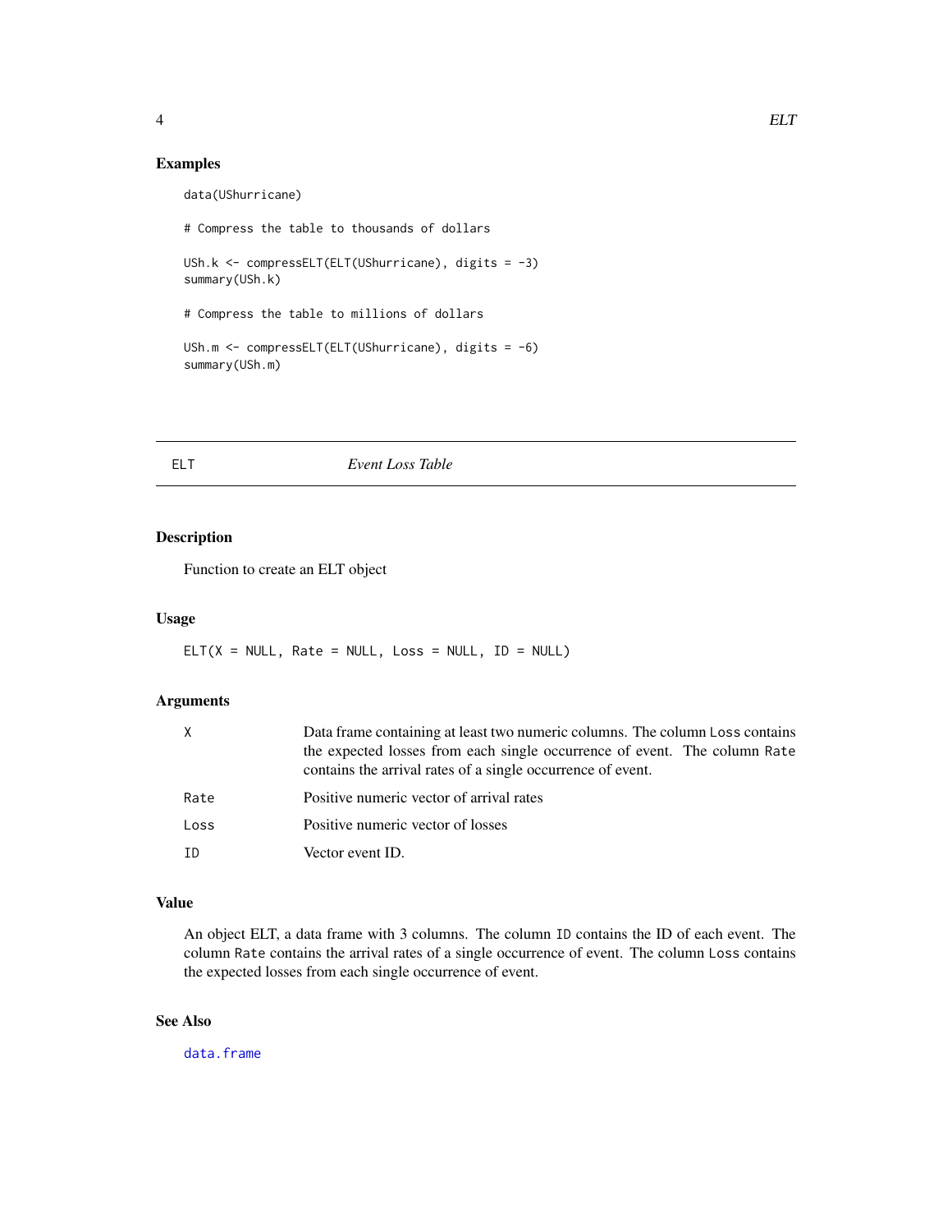## Examples

```
data(UShurricane)

# Compress the table to thousands of dollars

USh.k <- compressELT(ELT(UShurricane), digits = -3)
summary(USh.k)

# Compress the table to millions of dollars

USh.m <- compressELT(ELT(UShurricane), digits = -6)
summary(USh.m)
```

---

# ELT *Event Loss Table*

---

## Description

Function to create an ELT object

## Usage

```
ELT(X = NULL, Rate = NULL, Loss = NULL, ID = NULL)
```

## Arguments

| | |
|---|---|
| X | Data frame containing at least two numeric columns. The column Loss contains the expected losses from each single occurrence of event. The column Rate contains the arrival rates of a single occurrence of event. |
| Rate | Positive numeric vector of arrival rates |
| Loss | Positive numeric vector of losses |
| ID | Vector event ID. |

## Value

An object ELT, a data frame with 3 columns. The column ID contains the ID of each event. The column Rate contains the arrival rates of a single occurrence of event. The column Loss contains the expected losses from each single occurrence of event.

## See Also

data.frame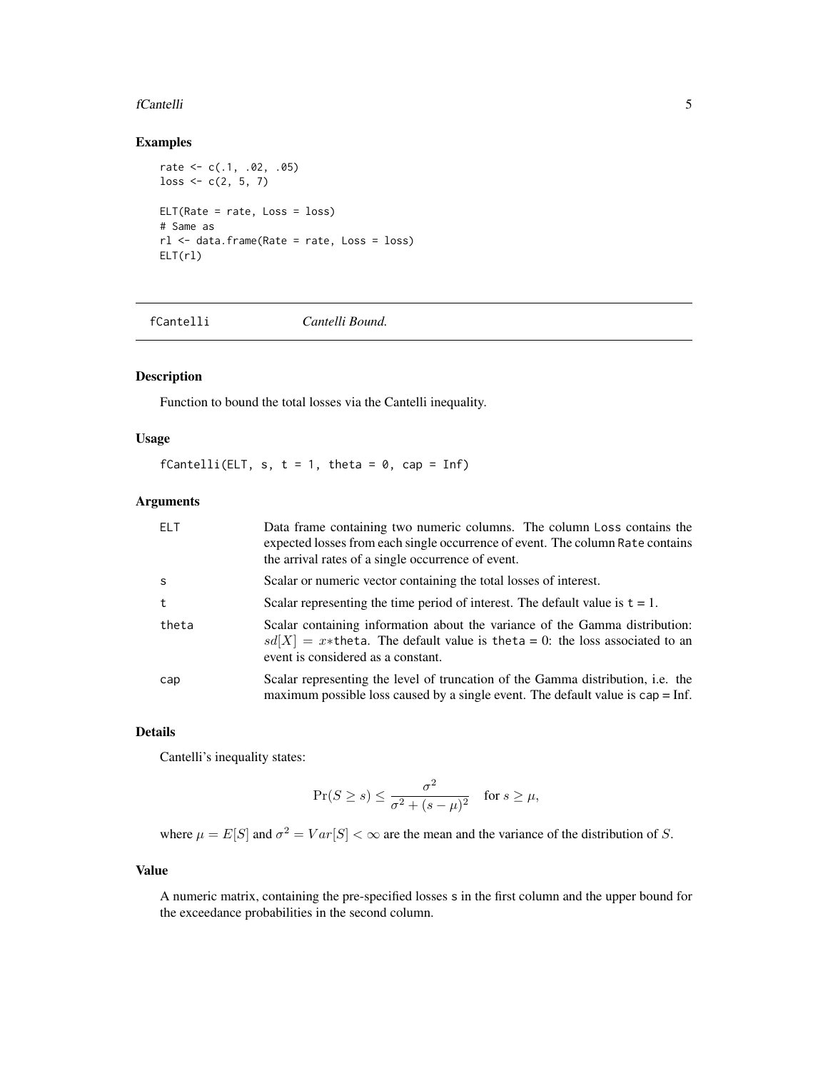## Examples

```
rate <- c(.1, .02, .05)
loss <- c(2, 5, 7)

ELT(Rate = rate, Loss = loss)
# Same as
rl <- data.frame(Rate = rate, Loss = loss)
ELT(rl)
```

---

# fCantelli *Cantelli Bound.*

---

## Description

Function to bound the total losses via the Cantelli inequality.

## Usage

```
fCantelli(ELT, s, t = 1, theta = 0, cap = Inf)
```

## Arguments

| | |
|---|---|
| ELT | Data frame containing two numeric columns. The column Loss contains the expected losses from each single occurrence of event. The column Rate contains the arrival rates of a single occurrence of event. |
| s | Scalar or numeric vector containing the total losses of interest. |
| t | Scalar representing the time period of interest. The default value is t = 1. |
| theta | Scalar containing information about the variance of the Gamma distribution: $sd[X] = x*$theta. The default value is theta = 0: the loss associated to an event is considered as a constant. |
| cap | Scalar representing the level of truncation of the Gamma distribution, i.e. the maximum possible loss caused by a single event. The default value is cap = Inf. |

## Details

Cantelli's inequality states:

$$\Pr(S \geq s) \leq \frac{\sigma^2}{\sigma^2 + (s - \mu)^2} \quad \text{for } s \geq \mu,$$

where $\mu = E[S]$ and $\sigma^2 = Var[S] < \infty$ are the mean and the variance of the distribution of $S$.

## Value

A numeric matrix, containing the pre-specified losses s in the first column and the upper bound for the exceedance probabilities in the second column.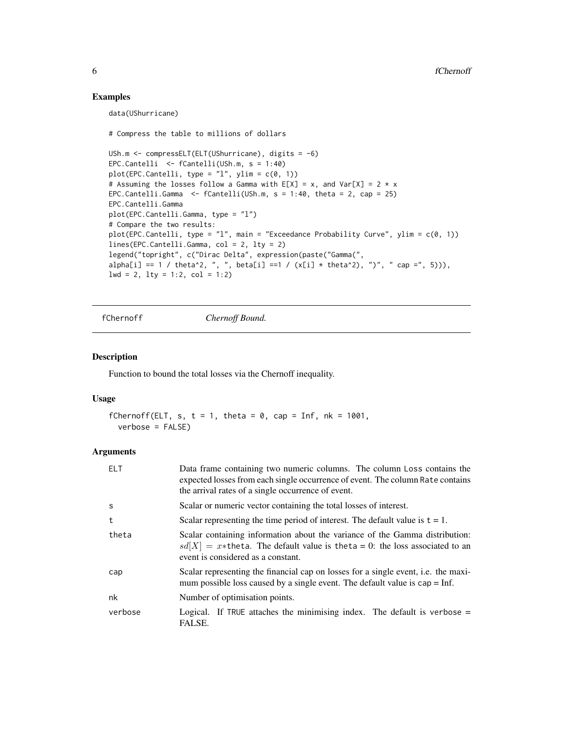## Examples

```
data(UShurricane)

# Compress the table to millions of dollars

USh.m <- compressELT(ELT(UShurricane), digits = -6)
EPC.Cantelli  <- fCantelli(USh.m, s = 1:40)
plot(EPC.Cantelli, type = "l", ylim = c(0, 1))
# Assuming the losses follow a Gamma with E[X] = x, and Var[X] = 2 * x
EPC.Cantelli.Gamma  <- fCantelli(USh.m, s = 1:40, theta = 2, cap = 25)
EPC.Cantelli.Gamma
plot(EPC.Cantelli.Gamma, type = "l")
# Compare the two results:
plot(EPC.Cantelli, type = "l", main = "Exceedance Probability Curve", ylim = c(0, 1))
lines(EPC.Cantelli.Gamma, col = 2, lty = 2)
legend("topright", c("Dirac Delta", expression(paste("Gamma(",
alpha[i] == 1 / theta^2, ", ", beta[i] ==1 / (x[i] * theta^2), ")", " cap =", 5))),
lwd = 2, lty = 1:2, col = 1:2)
```

---

# fChernoff — *Chernoff Bound.*

## Description

Function to bound the total losses via the Chernoff inequality.

## Usage

```
fChernoff(ELT, s, t = 1, theta = 0, cap = Inf, nk = 1001,
  verbose = FALSE)
```

## Arguments

| Argument | Description |
|---|---|
| ELT | Data frame containing two numeric columns. The column Loss contains the expected losses from each single occurrence of event. The column Rate contains the arrival rates of a single occurrence of event. |
| s | Scalar or numeric vector containing the total losses of interest. |
| t | Scalar representing the time period of interest. The default value is t = 1. |
| theta | Scalar containing information about the variance of the Gamma distribution: $sd[X] = x*$theta. The default value is theta = 0: the loss associated to an event is considered as a constant. |
| cap | Scalar representing the financial cap on losses for a single event, i.e. the maximum possible loss caused by a single event. The default value is cap = Inf. |
| nk | Number of optimisation points. |
| verbose | Logical. If TRUE attaches the minimising index. The default is verbose = FALSE. |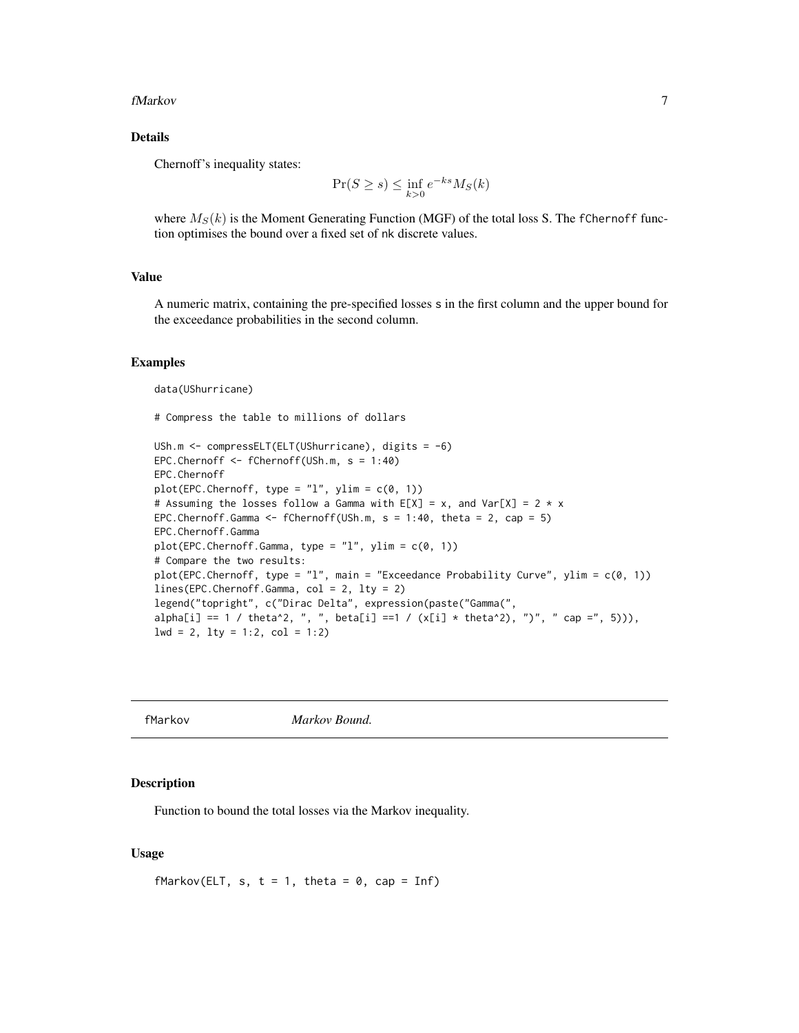### Details

Chernoff's inequality states:

$$\Pr(S \geq s) \leq \inf_{k>0} e^{-ks} M_S(k)$$

where $M_S(k)$ is the Moment Generating Function (MGF) of the total loss S. The fChernoff function optimises the bound over a fixed set of nk discrete values.

### Value

A numeric matrix, containing the pre-specified losses s in the first column and the upper bound for the exceedance probabilities in the second column.

### Examples

```
data(UShurricane)

# Compress the table to millions of dollars

USh.m <- compressELT(ELT(UShurricane), digits = -6)
EPC.Chernoff <- fChernoff(USh.m, s = 1:40)
EPC.Chernoff
plot(EPC.Chernoff, type = "l", ylim = c(0, 1))
# Assuming the losses follow a Gamma with E[X] = x, and Var[X] = 2 * x
EPC.Chernoff.Gamma <- fChernoff(USh.m, s = 1:40, theta = 2, cap = 5)
EPC.Chernoff.Gamma
plot(EPC.Chernoff.Gamma, type = "l", ylim = c(0, 1))
# Compare the two results:
plot(EPC.Chernoff, type = "l", main = "Exceedance Probability Curve", ylim = c(0, 1))
lines(EPC.Chernoff.Gamma, col = 2, lty = 2)
legend("topright", c("Dirac Delta", expression(paste("Gamma(",
alpha[i] == 1 / theta^2, ", ", beta[i] ==1 / (x[i] * theta^2), ")", " cap =", 5))),
lwd = 2, lty = 1:2, col = 1:2)
```

---

## fMarkov — *Markov Bound.*

### Description

Function to bound the total losses via the Markov inequality.

### Usage

```
fMarkov(ELT, s, t = 1, theta = 0, cap = Inf)
```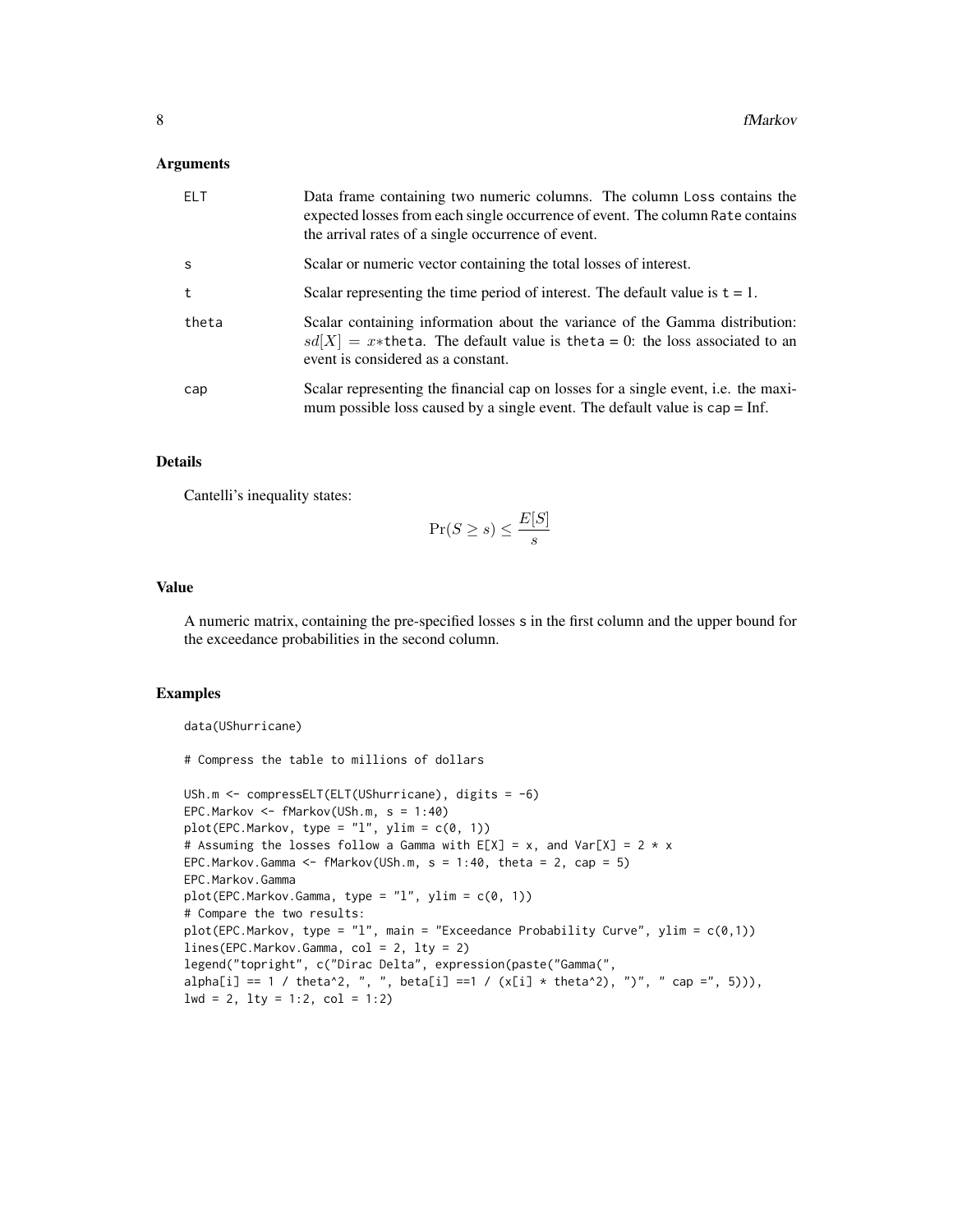## Arguments

| | |
|---|---|
| ELT | Data frame containing two numeric columns. The column Loss contains the expected losses from each single occurrence of event. The column Rate contains the arrival rates of a single occurrence of event. |
| s | Scalar or numeric vector containing the total losses of interest. |
| t | Scalar representing the time period of interest. The default value is t = 1. |
| theta | Scalar containing information about the variance of the Gamma distribution: $sd[X] = x*$theta. The default value is theta = 0: the loss associated to an event is considered as a constant. |
| cap | Scalar representing the financial cap on losses for a single event, i.e. the maximum possible loss caused by a single event. The default value is cap = Inf. |

## Details

Cantelli's inequality states:

$$\Pr(S \geq s) \leq \frac{E[S]}{s}$$

## Value

A numeric matrix, containing the pre-specified losses s in the first column and the upper bound for the exceedance probabilities in the second column.

## Examples

```
data(UShurricane)

# Compress the table to millions of dollars

USh.m <- compressELT(ELT(UShurricane), digits = -6)
EPC.Markov <- fMarkov(USh.m, s = 1:40)
plot(EPC.Markov, type = "l", ylim = c(0, 1))
# Assuming the losses follow a Gamma with E[X] = x, and Var[X] = 2 * x
EPC.Markov.Gamma <- fMarkov(USh.m, s = 1:40, theta = 2, cap = 5)
EPC.Markov.Gamma
plot(EPC.Markov.Gamma, type = "l", ylim = c(0, 1))
# Compare the two results:
plot(EPC.Markov, type = "l", main = "Exceedance Probability Curve", ylim = c(0,1))
lines(EPC.Markov.Gamma, col = 2, lty = 2)
legend("topright", c("Dirac Delta", expression(paste("Gamma(",
alpha[i] == 1 / theta^2, ", ", beta[i] ==1 / (x[i] * theta^2), ")", " cap =", 5))),
lwd = 2, lty = 1:2, col = 1:2)
```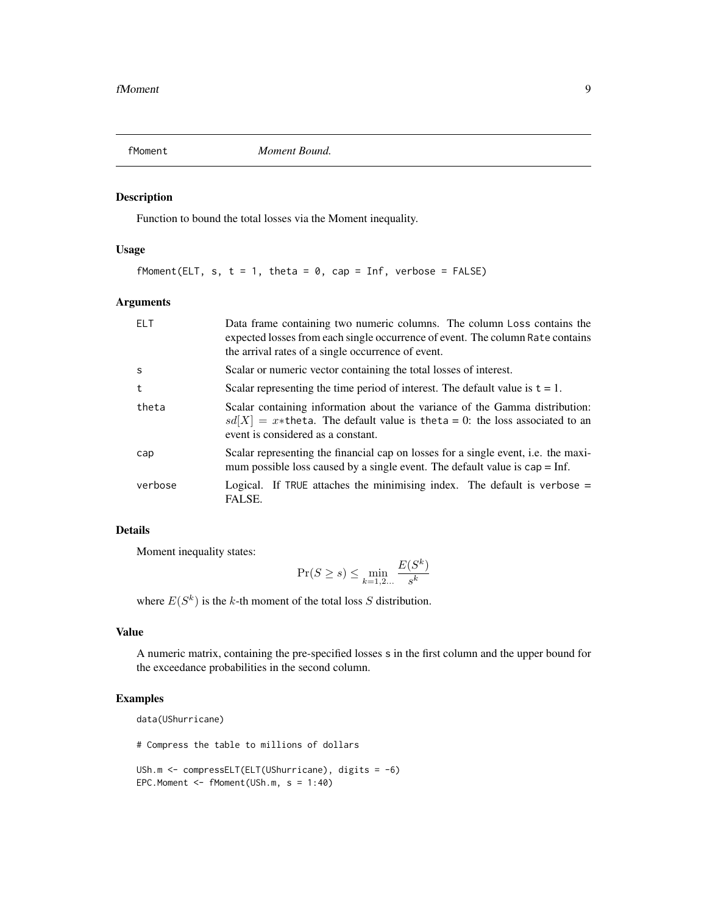## fMoment — *Moment Bound.*

### Description

Function to bound the total losses via the Moment inequality.

### Usage

```
fMoment(ELT, s, t = 1, theta = 0, cap = Inf, verbose = FALSE)
```

### Arguments

| | |
|---|---|
| `ELT` | Data frame containing two numeric columns. The column `Loss` contains the expected losses from each single occurrence of event. The column `Rate` contains the arrival rates of a single occurrence of event. |
| `s` | Scalar or numeric vector containing the total losses of interest. |
| `t` | Scalar representing the time period of interest. The default value is `t` = 1. |
| `theta` | Scalar containing information about the variance of the Gamma distribution: $sd[X] = x*$`theta`. The default value is `theta` = 0: the loss associated to an event is considered as a constant. |
| `cap` | Scalar representing the financial cap on losses for a single event, i.e. the maximum possible loss caused by a single event. The default value is `cap` = Inf. |
| `verbose` | Logical. If `TRUE` attaches the minimising index. The default is `verbose` = FALSE. |

### Details

Moment inequality states:

$$\Pr(S \geq s) \leq \min_{k=1,2...} \frac{E(S^k)}{s^k}$$

where $E(S^k)$ is the $k$-th moment of the total loss $S$ distribution.

### Value

A numeric matrix, containing the pre-specified losses `s` in the first column and the upper bound for the exceedance probabilities in the second column.

### Examples

```
data(UShurricane)

# Compress the table to millions of dollars

USh.m <- compressELT(ELT(UShurricane), digits = -6)
EPC.Moment <- fMoment(USh.m, s = 1:40)
```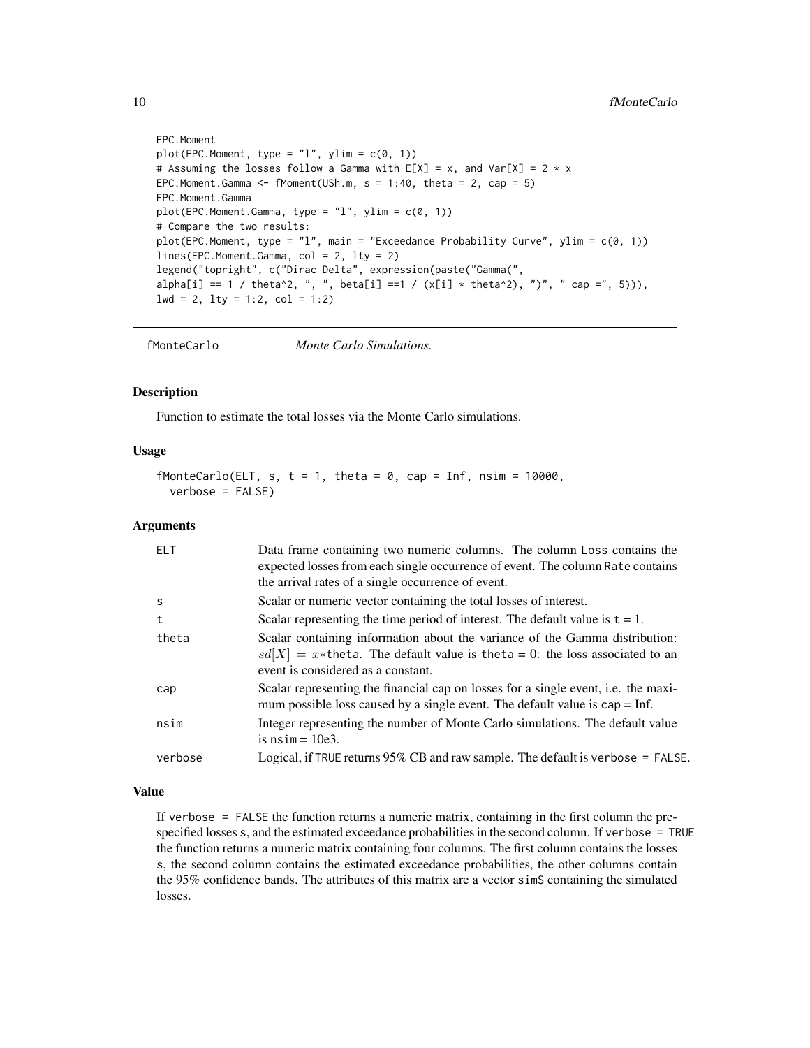```
EPC.Moment
plot(EPC.Moment, type = "l", ylim = c(0, 1))
# Assuming the losses follow a Gamma with E[X] = x, and Var[X] = 2 * x
EPC.Moment.Gamma <- fMoment(USh.m, s = 1:40, theta = 2, cap = 5)
EPC.Moment.Gamma
plot(EPC.Moment.Gamma, type = "l", ylim = c(0, 1))
# Compare the two results:
plot(EPC.Moment, type = "l", main = "Exceedance Probability Curve", ylim = c(0, 1))
lines(EPC.Moment.Gamma, col = 2, lty = 2)
legend("topright", c("Dirac Delta", expression(paste("Gamma(",
alpha[i] == 1 / theta^2, ", ", beta[i] ==1 / (x[i] * theta^2), ")", " cap =", 5))),
lwd = 2, lty = 1:2, col = 1:2)
```

---

`fMonteCarlo` *Monte Carlo Simulations.*

---

### Description

Function to estimate the total losses via the Monte Carlo simulations.

### Usage

```
fMonteCarlo(ELT, s, t = 1, theta = 0, cap = Inf, nsim = 10000,
  verbose = FALSE)
```

### Arguments

| | |
|---|---|
| ELT | Data frame containing two numeric columns. The column Loss contains the expected losses from each single occurrence of event. The column Rate contains the arrival rates of a single occurrence of event. |
| s | Scalar or numeric vector containing the total losses of interest. |
| t | Scalar representing the time period of interest. The default value is t = 1. |
| theta | Scalar containing information about the variance of the Gamma distribution: $sd[X] = x*$theta. The default value is theta = 0: the loss associated to an event is considered as a constant. |
| cap | Scalar representing the financial cap on losses for a single event, i.e. the maximum possible loss caused by a single event. The default value is cap = Inf. |
| nsim | Integer representing the number of Monte Carlo simulations. The default value is nsim = 10e3. |
| verbose | Logical, if TRUE returns 95% CB and raw sample. The default is verbose = FALSE. |

### Value

If verbose = FALSE the function returns a numeric matrix, containing in the first column the pre-specified losses s, and the estimated exceedance probabilities in the second column. If verbose = TRUE the function returns a numeric matrix containing four columns. The first column contains the losses s, the second column contains the estimated exceedance probabilities, the other columns contain the 95% confidence bands. The attributes of this matrix are a vector simS containing the simulated losses.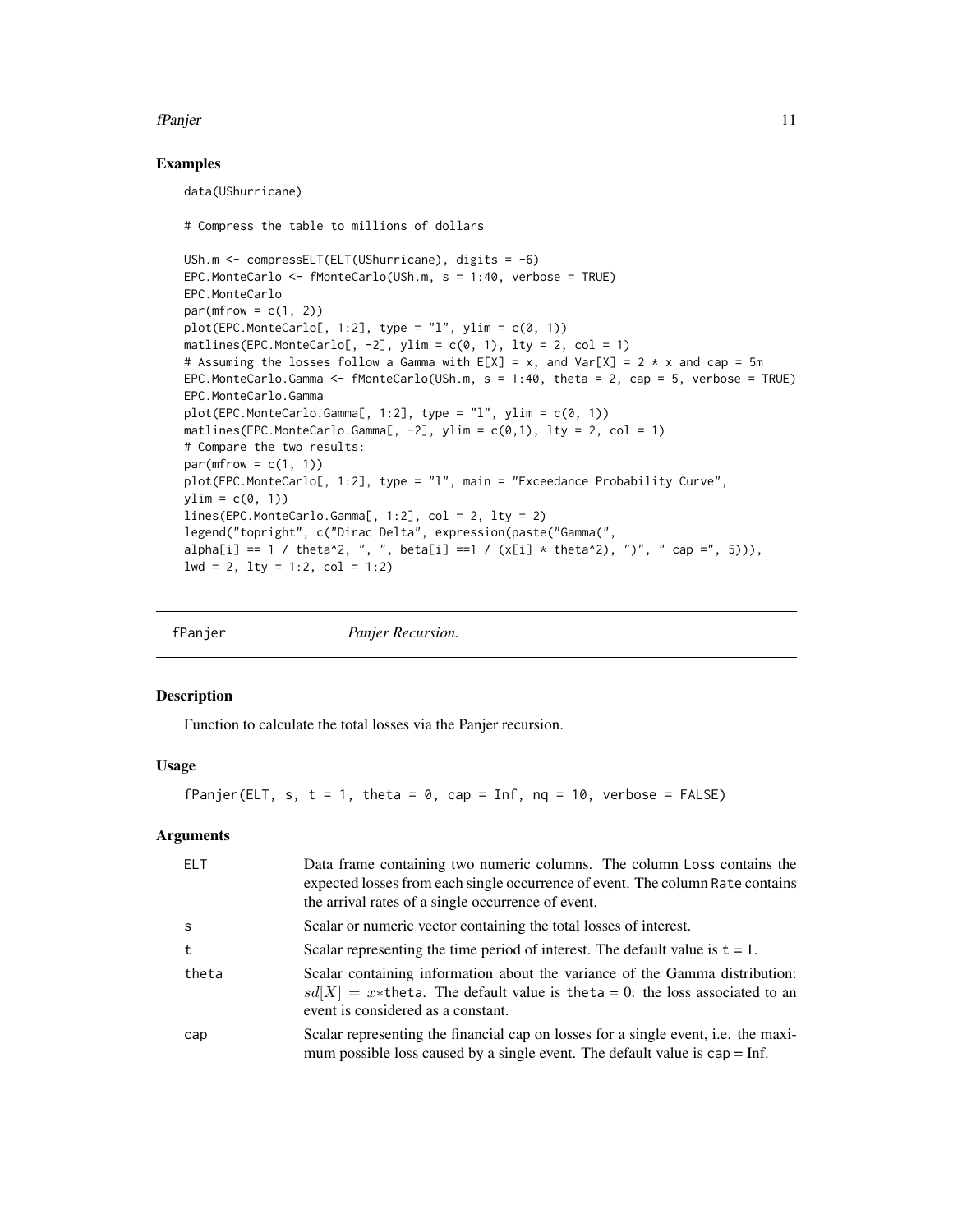## Examples

```
data(UShurricane)

# Compress the table to millions of dollars

USh.m <- compressELT(ELT(UShurricane), digits = -6)
EPC.MonteCarlo <- fMonteCarlo(USh.m, s = 1:40, verbose = TRUE)
EPC.MonteCarlo
par(mfrow = c(1, 2))
plot(EPC.MonteCarlo[, 1:2], type = "l", ylim = c(0, 1))
matlines(EPC.MonteCarlo[, -2], ylim = c(0, 1), lty = 2, col = 1)
# Assuming the losses follow a Gamma with E[X] = x, and Var[X] = 2 * x and cap = 5m
EPC.MonteCarlo.Gamma <- fMonteCarlo(USh.m, s = 1:40, theta = 2, cap = 5, verbose = TRUE)
EPC.MonteCarlo.Gamma
plot(EPC.MonteCarlo.Gamma[, 1:2], type = "l", ylim = c(0, 1))
matlines(EPC.MonteCarlo.Gamma[, -2], ylim = c(0,1), lty = 2, col = 1)
# Compare the two results:
par(mfrow = c(1, 1))
plot(EPC.MonteCarlo[, 1:2], type = "l", main = "Exceedance Probability Curve",
ylim = c(0, 1))
lines(EPC.MonteCarlo.Gamma[, 1:2], col = 2, lty = 2)
legend("topright", c("Dirac Delta", expression(paste("Gamma(",
alpha[i] == 1 / theta^2, ", ", beta[i] ==1 / (x[i] * theta^2), ")", " cap =", 5))),
lwd = 2, lty = 1:2, col = 1:2)
```

---

# fPanjer — *Panjer Recursion.*

## Description

Function to calculate the total losses via the Panjer recursion.

## Usage

```
fPanjer(ELT, s, t = 1, theta = 0, cap = Inf, nq = 10, verbose = FALSE)
```

## Arguments

| | |
|---|---|
| ELT | Data frame containing two numeric columns. The column Loss contains the expected losses from each single occurrence of event. The column Rate contains the arrival rates of a single occurrence of event. |
| s | Scalar or numeric vector containing the total losses of interest. |
| t | Scalar representing the time period of interest. The default value is t = 1. |
| theta | Scalar containing information about the variance of the Gamma distribution: $sd[X] = x*$theta. The default value is theta = 0: the loss associated to an event is considered as a constant. |
| cap | Scalar representing the financial cap on losses for a single event, i.e. the maximum possible loss caused by a single event. The default value is cap = Inf. |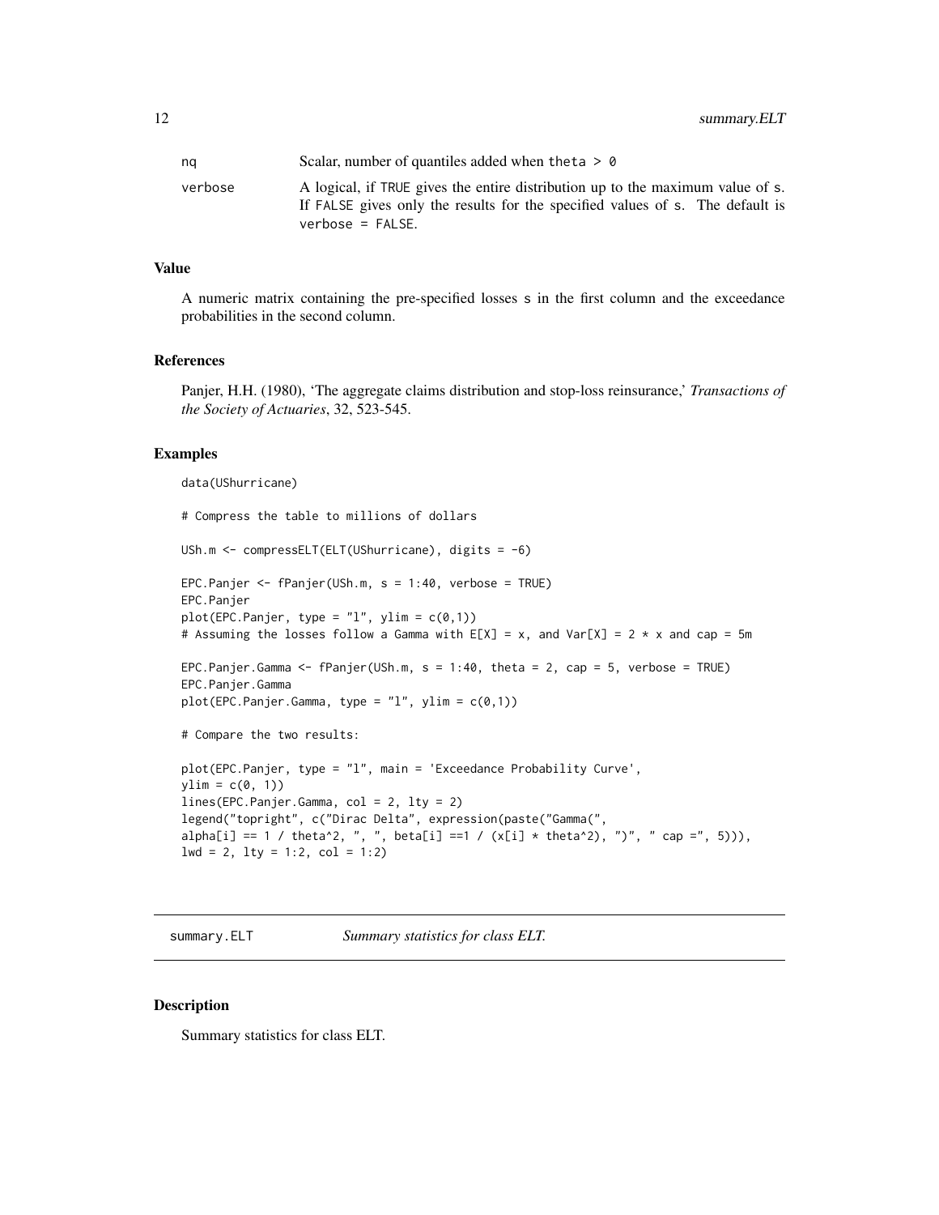| | |
|---|---|
| nq | Scalar, number of quantiles added when theta > 0 |
| verbose | A logical, if TRUE gives the entire distribution up to the maximum value of s. If FALSE gives only the results for the specified values of s. The default is verbose = FALSE. |

### Value

A numeric matrix containing the pre-specified losses s in the first column and the exceedance probabilities in the second column.

### References

Panjer, H.H. (1980), 'The aggregate claims distribution and stop-loss reinsurance,' *Transactions of the Society of Actuaries*, 32, 523-545.

### Examples

```
data(UShurricane)

# Compress the table to millions of dollars

USh.m <- compressELT(ELT(UShurricane), digits = -6)

EPC.Panjer <- fPanjer(USh.m, s = 1:40, verbose = TRUE)
EPC.Panjer
plot(EPC.Panjer, type = "l", ylim = c(0,1))
# Assuming the losses follow a Gamma with E[X] = x, and Var[X] = 2 * x and cap = 5m

EPC.Panjer.Gamma <- fPanjer(USh.m, s = 1:40, theta = 2, cap = 5, verbose = TRUE)
EPC.Panjer.Gamma
plot(EPC.Panjer.Gamma, type = "l", ylim = c(0,1))

# Compare the two results:

plot(EPC.Panjer, type = "l", main = 'Exceedance Probability Curve',
ylim = c(0, 1))
lines(EPC.Panjer.Gamma, col = 2, lty = 2)
legend("topright", c("Dirac Delta", expression(paste("Gamma(",
alpha[i] == 1 / theta^2, ", ", beta[i] ==1 / (x[i] * theta^2), ")", " cap =", 5))),
lwd = 2, lty = 1:2, col = 1:2)
```

---

## summary.ELT    *Summary statistics for class ELT.*

### Description

Summary statistics for class ELT.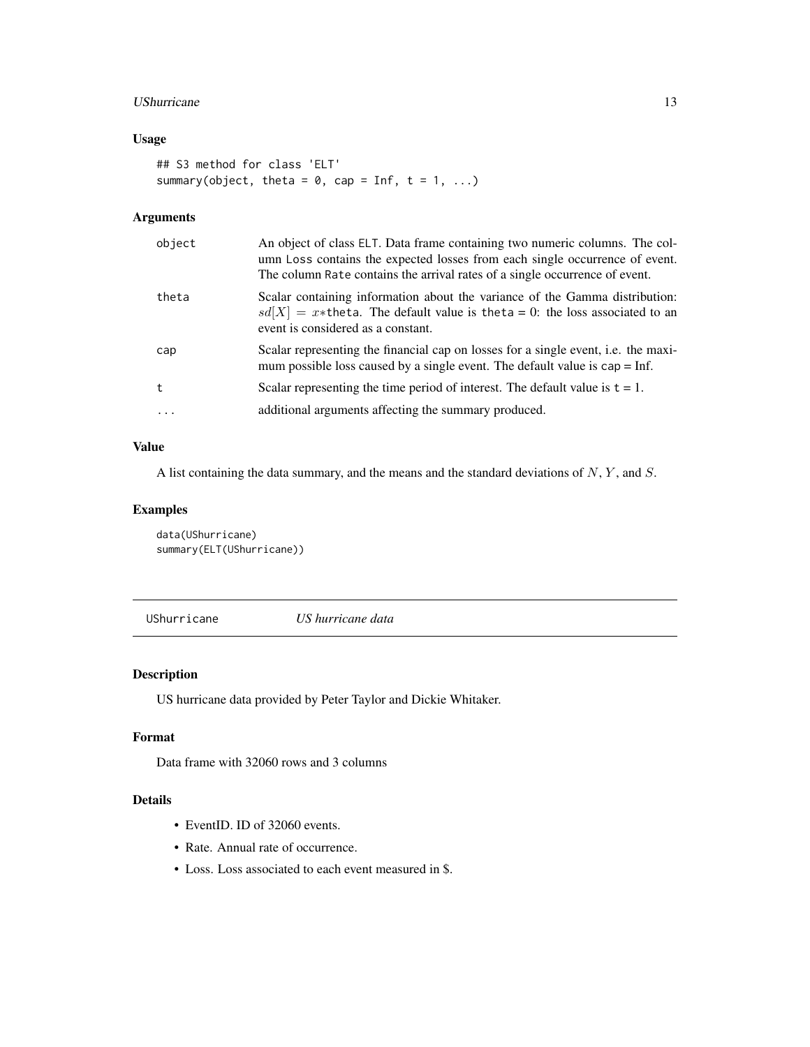### Usage

```
## S3 method for class 'ELT'
summary(object, theta = 0, cap = Inf, t = 1, ...)
```

### Arguments

| | |
|---|---|
| object | An object of class ELT. Data frame containing two numeric columns. The column Loss contains the expected losses from each single occurrence of event. The column Rate contains the arrival rates of a single occurrence of event. |
| theta | Scalar containing information about the variance of the Gamma distribution: $sd[X] = x*$theta. The default value is theta = 0: the loss associated to an event is considered as a constant. |
| cap | Scalar representing the financial cap on losses for a single event, i.e. the maximum possible loss caused by a single event. The default value is cap = Inf. |
| t | Scalar representing the time period of interest. The default value is t = 1. |
| ... | additional arguments affecting the summary produced. |

### Value

A list containing the data summary, and the means and the standard deviations of $N$, $Y$, and $S$.

### Examples

```
data(UShurricane)
summary(ELT(UShurricane))
```

---

## UShurricane *US hurricane data*

### Description

US hurricane data provided by Peter Taylor and Dickie Whitaker.

### Format

Data frame with 32060 rows and 3 columns

### Details

- EventID. ID of 32060 events.
- Rate. Annual rate of occurrence.
- Loss. Loss associated to each event measured in $.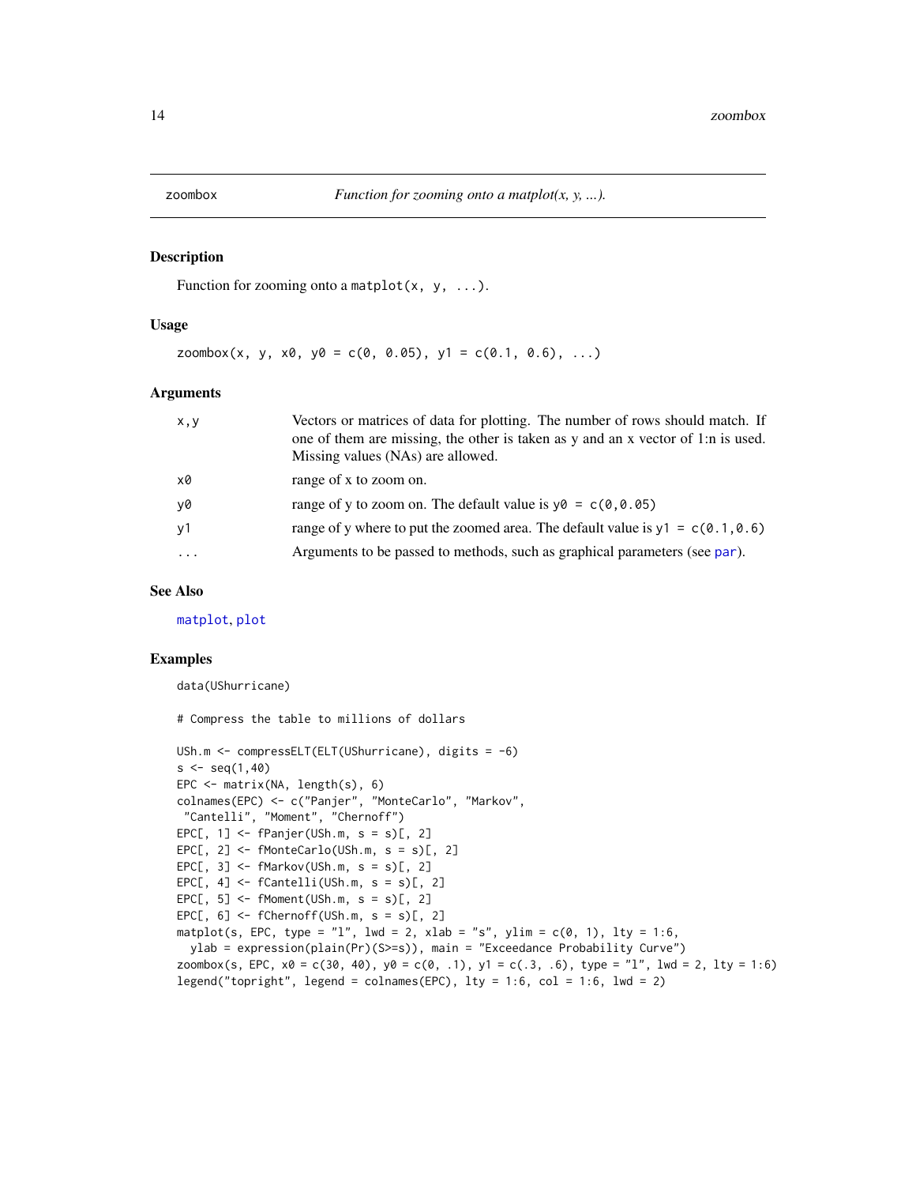## zoombox — *Function for zooming onto a matplot(x, y, ...).*

### Description

Function for zooming onto a `matplot(x, y, ...)`.

### Usage

```
zoombox(x, y, x0, y0 = c(0, 0.05), y1 = c(0.1, 0.6), ...)
```

### Arguments

| | |
|---|---|
| x,y | Vectors or matrices of data for plotting. The number of rows should match. If one of them are missing, the other is taken as y and an x vector of 1:n is used. Missing values (NAs) are allowed. |
| x0 | range of x to zoom on. |
| y0 | range of y to zoom on. The default value is `y0 = c(0,0.05)` |
| y1 | range of y where to put the zoomed area. The default value is `y1 = c(0.1,0.6)` |
| ... | Arguments to be passed to methods, such as graphical parameters (see par). |

### See Also

matplot, plot

### Examples

```
data(UShurricane)

# Compress the table to millions of dollars

USh.m <- compressELT(ELT(UShurricane), digits = -6)
s <- seq(1,40)
EPC <- matrix(NA, length(s), 6)
colnames(EPC) <- c("Panjer", "MonteCarlo", "Markov",
 "Cantelli", "Moment", "Chernoff")
EPC[, 1] <- fPanjer(USh.m, s = s)[, 2]
EPC[, 2] <- fMonteCarlo(USh.m, s = s)[, 2]
EPC[, 3] <- fMarkov(USh.m, s = s)[, 2]
EPC[, 4] <- fCantelli(USh.m, s = s)[, 2]
EPC[, 5] <- fMoment(USh.m, s = s)[, 2]
EPC[, 6] <- fChernoff(USh.m, s = s)[, 2]
matplot(s, EPC, type = "l", lwd = 2, xlab = "s", ylim = c(0, 1), lty = 1:6,
  ylab = expression(plain(Pr)(S>=s)), main = "Exceedance Probability Curve")
zoombox(s, EPC, x0 = c(30, 40), y0 = c(0, .1), y1 = c(.3, .6), type = "l", lwd = 2, lty = 1:6)
legend("topright", legend = colnames(EPC), lty = 1:6, col = 1:6, lwd = 2)
```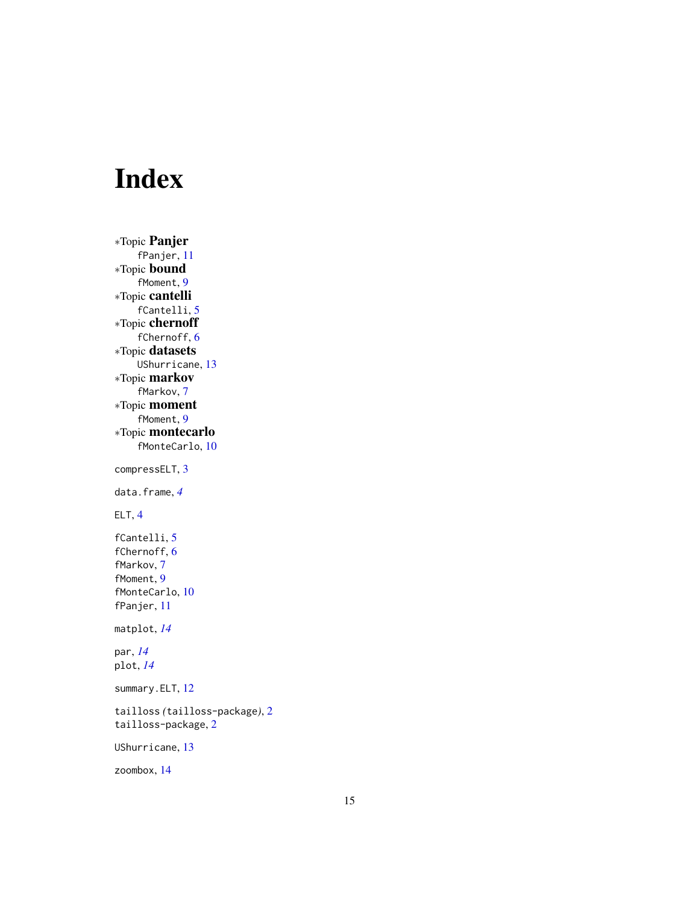# Index

*Topic **Panjer**
  fPanjer, 11
*Topic **bound**
  fMoment, 9
*Topic **cantelli**
  fCantelli, 5
*Topic **chernoff**
  fChernoff, 6
*Topic **datasets**
  UShurricane, 13
*Topic **markov**
  fMarkov, 7
*Topic **moment**
  fMoment, 9
*Topic **montecarlo**
  fMonteCarlo, 10

compressELT, 3

data.frame, *4*

ELT, 4

fCantelli, 5
fChernoff, 6
fMarkov, 7
fMoment, 9
fMonteCarlo, 10
fPanjer, 11

matplot, *14*

par, *14*
plot, *14*

summary.ELT, 12

tailloss (tailloss-package), 2
tailloss-package, 2

UShurricane, 13

zoombox, 14